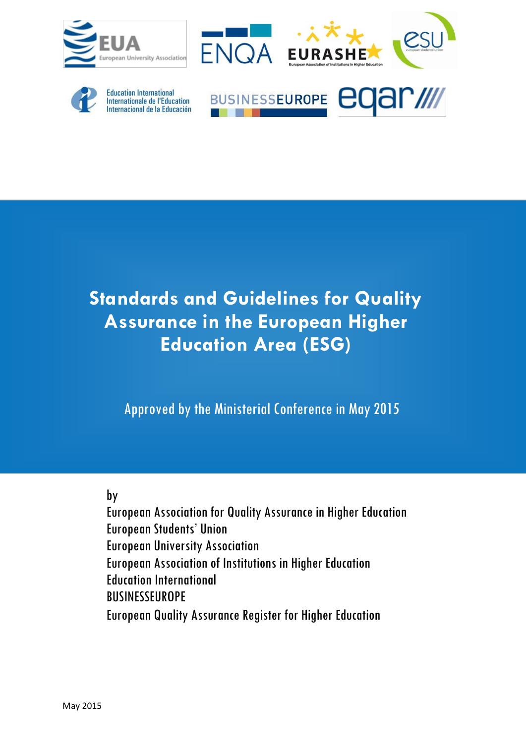# Standards and Guidelines for Quality Assurance in the European Higher Education Area (ESG)

Approved by the Ministerial Conference in May 2015

by
European Association for Quality Assurance in Higher Education
European Students' Union
European University Association
European Association of Institutions in Higher Education
Education International
BUSINESSEUROPE
European Quality Assurance Register for Higher Education

May 2015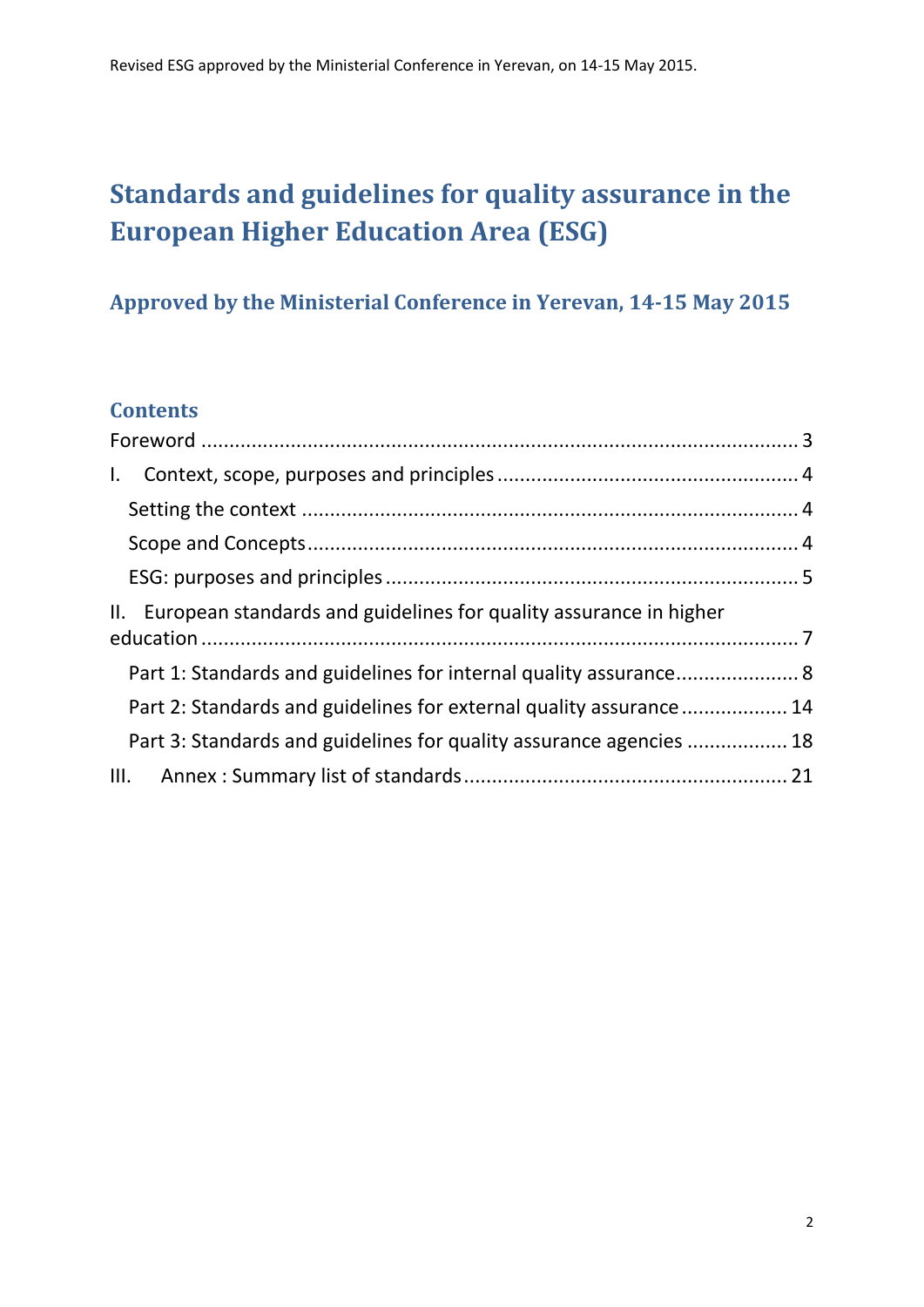# Standards and guidelines for quality assurance in the European Higher Education Area (ESG)

## Approved by the Ministerial Conference in Yerevan, 14-15 May 2015

### Contents

Foreword ........................................................................................................ 3

I. Context, scope, purposes and principles ................................................... 4

- Setting the context ..................................................................................... 4
- Scope and Concepts .................................................................................... 4
- ESG: purposes and principles ...................................................................... 5

II. European standards and guidelines for quality assurance in higher education ........................................................................................................ 7

- Part 1: Standards and guidelines for internal quality assurance..................... 8
- Part 2: Standards and guidelines for external quality assurance .................. 14
- Part 3: Standards and guidelines for quality assurance agencies ................. 18

III. Annex : Summary list of standards ......................................................... 21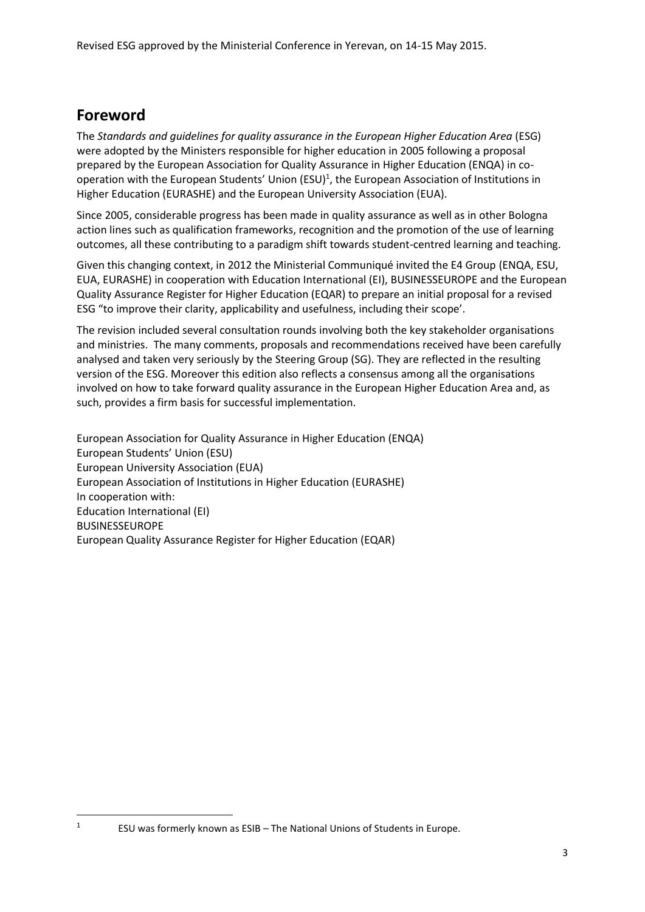Revised ESG approved by the Ministerial Conference in Yerevan, on 14-15 May 2015.

# Foreword

The *Standards and guidelines for quality assurance in the European Higher Education Area* (ESG) were adopted by the Ministers responsible for higher education in 2005 following a proposal prepared by the European Association for Quality Assurance in Higher Education (ENQA) in co-operation with the European Students' Union (ESU)[1], the European Association of Institutions in Higher Education (EURASHE) and the European University Association (EUA).

Since 2005, considerable progress has been made in quality assurance as well as in other Bologna action lines such as qualification frameworks, recognition and the promotion of the use of learning outcomes, all these contributing to a paradigm shift towards student-centred learning and teaching.

Given this changing context, in 2012 the Ministerial Communiqué invited the E4 Group (ENQA, ESU, EUA, EURASHE) in cooperation with Education International (EI), BUSINESSEUROPE and the European Quality Assurance Register for Higher Education (EQAR) to prepare an initial proposal for a revised ESG "to improve their clarity, applicability and usefulness, including their scope'.

The revision included several consultation rounds involving both the key stakeholder organisations and ministries. The many comments, proposals and recommendations received have been carefully analysed and taken very seriously by the Steering Group (SG). They are reflected in the resulting version of the ESG. Moreover this edition also reflects a consensus among all the organisations involved on how to take forward quality assurance in the European Higher Education Area and, as such, provides a firm basis for successful implementation.

European Association for Quality Assurance in Higher Education (ENQA)
European Students' Union (ESU)
European University Association (EUA)
European Association of Institutions in Higher Education (EURASHE)
In cooperation with:
Education International (EI)
BUSINESSEUROPE
European Quality Assurance Register for Higher Education (EQAR)

[1] ESU was formerly known as ESIB – The National Unions of Students in Europe.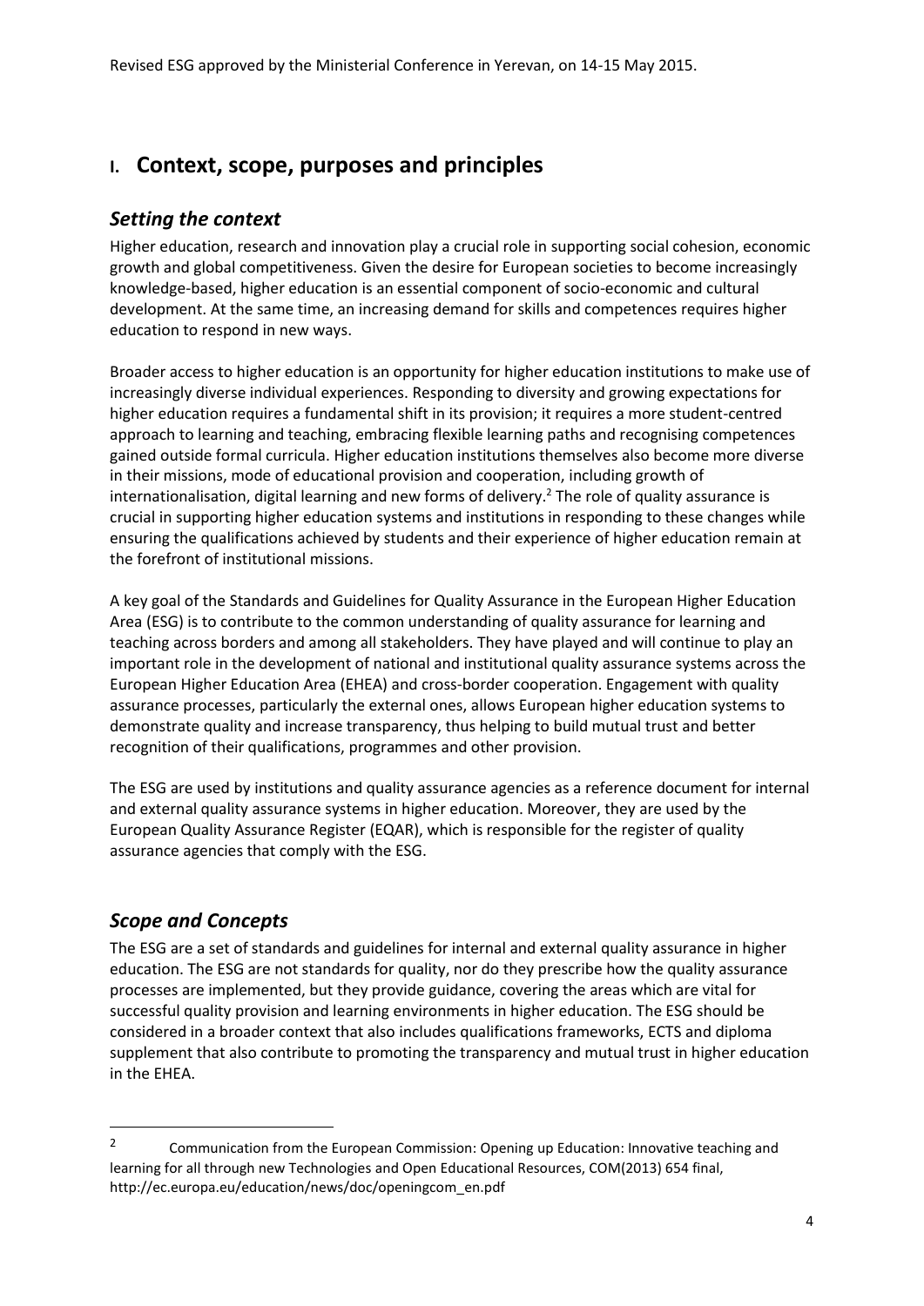Revised ESG approved by the Ministerial Conference in Yerevan, on 14-15 May 2015.

# I. Context, scope, purposes and principles

## *Setting the context*

Higher education, research and innovation play a crucial role in supporting social cohesion, economic growth and global competitiveness. Given the desire for European societies to become increasingly knowledge-based, higher education is an essential component of socio-economic and cultural development. At the same time, an increasing demand for skills and competences requires higher education to respond in new ways.

Broader access to higher education is an opportunity for higher education institutions to make use of increasingly diverse individual experiences. Responding to diversity and growing expectations for higher education requires a fundamental shift in its provision; it requires a more student-centred approach to learning and teaching, embracing flexible learning paths and recognising competences gained outside formal curricula. Higher education institutions themselves also become more diverse in their missions, mode of educational provision and cooperation, including growth of internationalisation, digital learning and new forms of delivery.[2] The role of quality assurance is crucial in supporting higher education systems and institutions in responding to these changes while ensuring the qualifications achieved by students and their experience of higher education remain at the forefront of institutional missions.

A key goal of the Standards and Guidelines for Quality Assurance in the European Higher Education Area (ESG) is to contribute to the common understanding of quality assurance for learning and teaching across borders and among all stakeholders. They have played and will continue to play an important role in the development of national and institutional quality assurance systems across the European Higher Education Area (EHEA) and cross-border cooperation. Engagement with quality assurance processes, particularly the external ones, allows European higher education systems to demonstrate quality and increase transparency, thus helping to build mutual trust and better recognition of their qualifications, programmes and other provision.

The ESG are used by institutions and quality assurance agencies as a reference document for internal and external quality assurance systems in higher education. Moreover, they are used by the European Quality Assurance Register (EQAR), which is responsible for the register of quality assurance agencies that comply with the ESG.

## *Scope and Concepts*

The ESG are a set of standards and guidelines for internal and external quality assurance in higher education. The ESG are not standards for quality, nor do they prescribe how the quality assurance processes are implemented, but they provide guidance, covering the areas which are vital for successful quality provision and learning environments in higher education. The ESG should be considered in a broader context that also includes qualifications frameworks, ECTS and diploma supplement that also contribute to promoting the transparency and mutual trust in higher education in the EHEA.

---

[2] Communication from the European Commission: Opening up Education: Innovative teaching and learning for all through new Technologies and Open Educational Resources, COM(2013) 654 final, http://ec.europa.eu/education/news/doc/openingcom_en.pdf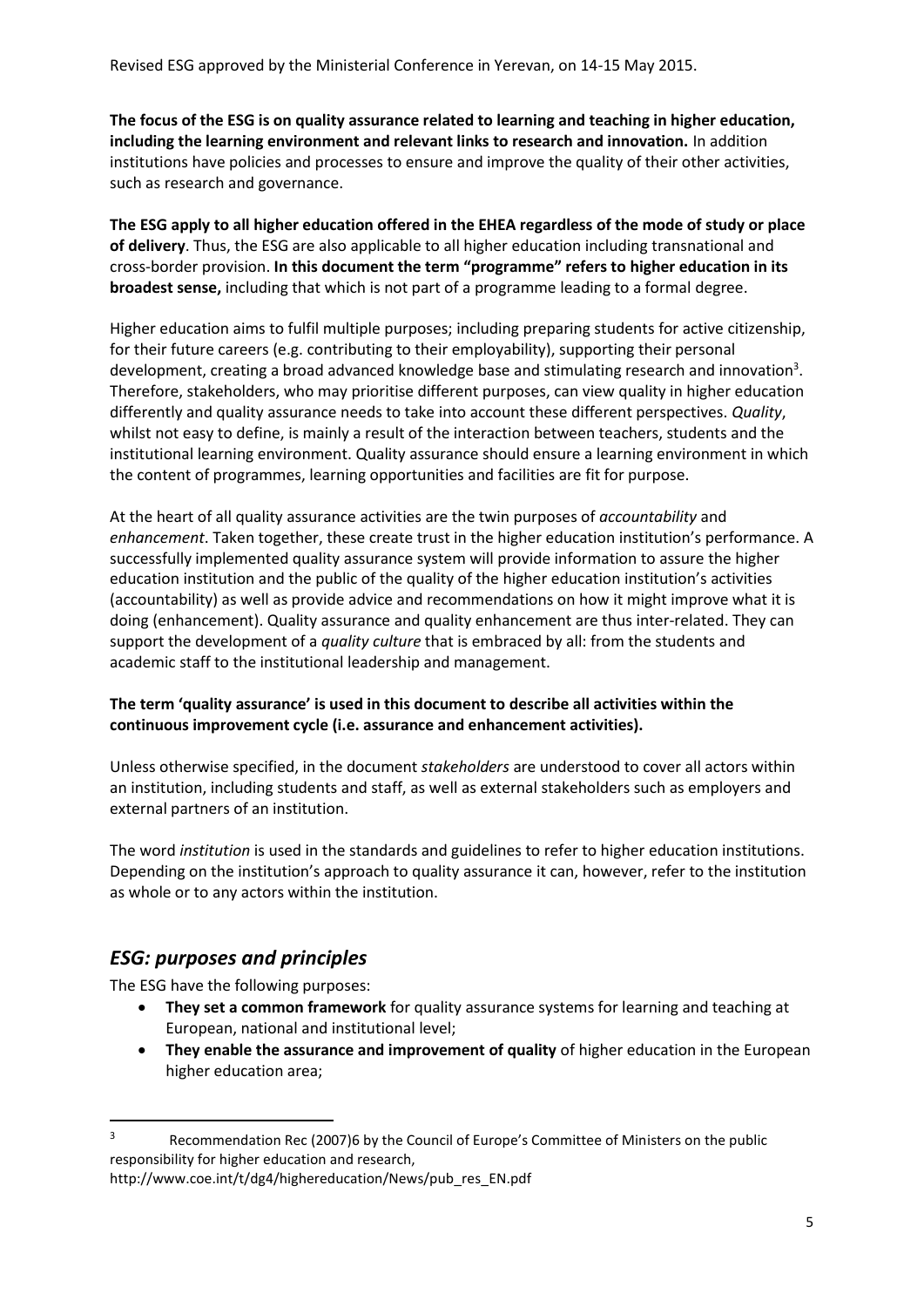The focus of the ESG is on quality assurance related to learning and teaching in higher education, including the learning environment and relevant links to research and innovation. In addition institutions have policies and processes to ensure and improve the quality of their other activities, such as research and governance.

**The ESG apply to all higher education offered in the EHEA regardless of the mode of study or place of delivery**. Thus, the ESG are also applicable to all higher education including transnational and cross-border provision. **In this document the term "programme" refers to higher education in its broadest sense,** including that which is not part of a programme leading to a formal degree.

Higher education aims to fulfil multiple purposes; including preparing students for active citizenship, for their future careers (e.g. contributing to their employability), supporting their personal development, creating a broad advanced knowledge base and stimulating research and innovation[3]. Therefore, stakeholders, who may prioritise different purposes, can view quality in higher education differently and quality assurance needs to take into account these different perspectives. *Quality*, whilst not easy to define, is mainly a result of the interaction between teachers, students and the institutional learning environment. Quality assurance should ensure a learning environment in which the content of programmes, learning opportunities and facilities are fit for purpose.

At the heart of all quality assurance activities are the twin purposes of *accountability* and *enhancement*. Taken together, these create trust in the higher education institution's performance. A successfully implemented quality assurance system will provide information to assure the higher education institution and the public of the quality of the higher education institution's activities (accountability) as well as provide advice and recommendations on how it might improve what it is doing (enhancement). Quality assurance and quality enhancement are thus inter-related. They can support the development of a *quality culture* that is embraced by all: from the students and academic staff to the institutional leadership and management.

**The term 'quality assurance' is used in this document to describe all activities within the continuous improvement cycle (i.e. assurance and enhancement activities).**

Unless otherwise specified, in the document *stakeholders* are understood to cover all actors within an institution, including students and staff, as well as external stakeholders such as employers and external partners of an institution.

The word *institution* is used in the standards and guidelines to refer to higher education institutions. Depending on the institution's approach to quality assurance it can, however, refer to the institution as whole or to any actors within the institution.

## *ESG: purposes and principles*

The ESG have the following purposes:

- **They set a common framework** for quality assurance systems for learning and teaching at European, national and institutional level;
- **They enable the assurance and improvement of quality** of higher education in the European higher education area;

[3] Recommendation Rec (2007)6 by the Council of Europe's Committee of Ministers on the public responsibility for higher education and research, http://www.coe.int/t/dg4/highereducation/News/pub_res_EN.pdf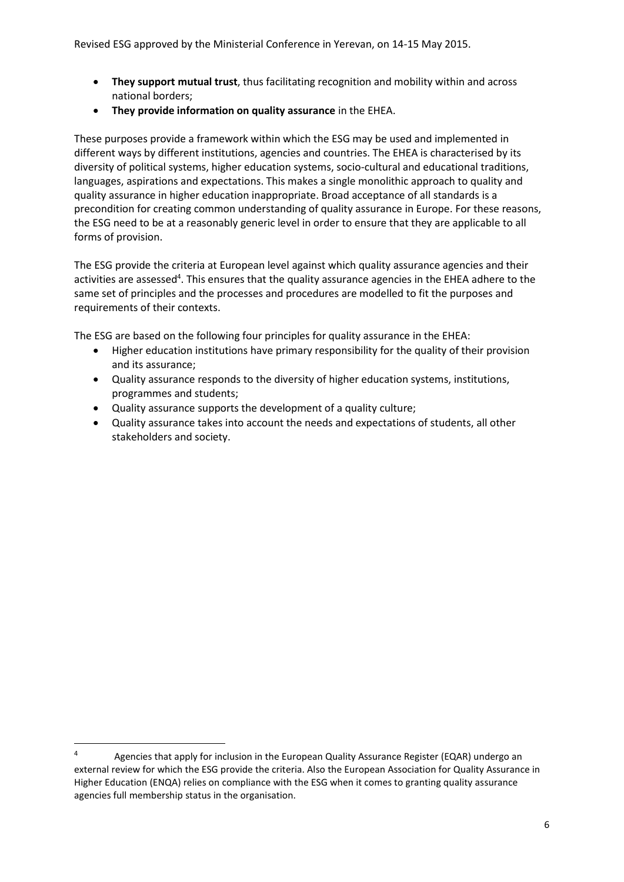- **They support mutual trust**, thus facilitating recognition and mobility within and across national borders;
- **They provide information on quality assurance** in the EHEA.

These purposes provide a framework within which the ESG may be used and implemented in different ways by different institutions, agencies and countries. The EHEA is characterised by its diversity of political systems, higher education systems, socio-cultural and educational traditions, languages, aspirations and expectations. This makes a single monolithic approach to quality and quality assurance in higher education inappropriate. Broad acceptance of all standards is a precondition for creating common understanding of quality assurance in Europe. For these reasons, the ESG need to be at a reasonably generic level in order to ensure that they are applicable to all forms of provision.

The ESG provide the criteria at European level against which quality assurance agencies and their activities are assessed[4]. This ensures that the quality assurance agencies in the EHEA adhere to the same set of principles and the processes and procedures are modelled to fit the purposes and requirements of their contexts.

The ESG are based on the following four principles for quality assurance in the EHEA:

- Higher education institutions have primary responsibility for the quality of their provision and its assurance;
- Quality assurance responds to the diversity of higher education systems, institutions, programmes and students;
- Quality assurance supports the development of a quality culture;
- Quality assurance takes into account the needs and expectations of students, all other stakeholders and society.

---

[4] Agencies that apply for inclusion in the European Quality Assurance Register (EQAR) undergo an external review for which the ESG provide the criteria. Also the European Association for Quality Assurance in Higher Education (ENQA) relies on compliance with the ESG when it comes to granting quality assurance agencies full membership status in the organisation.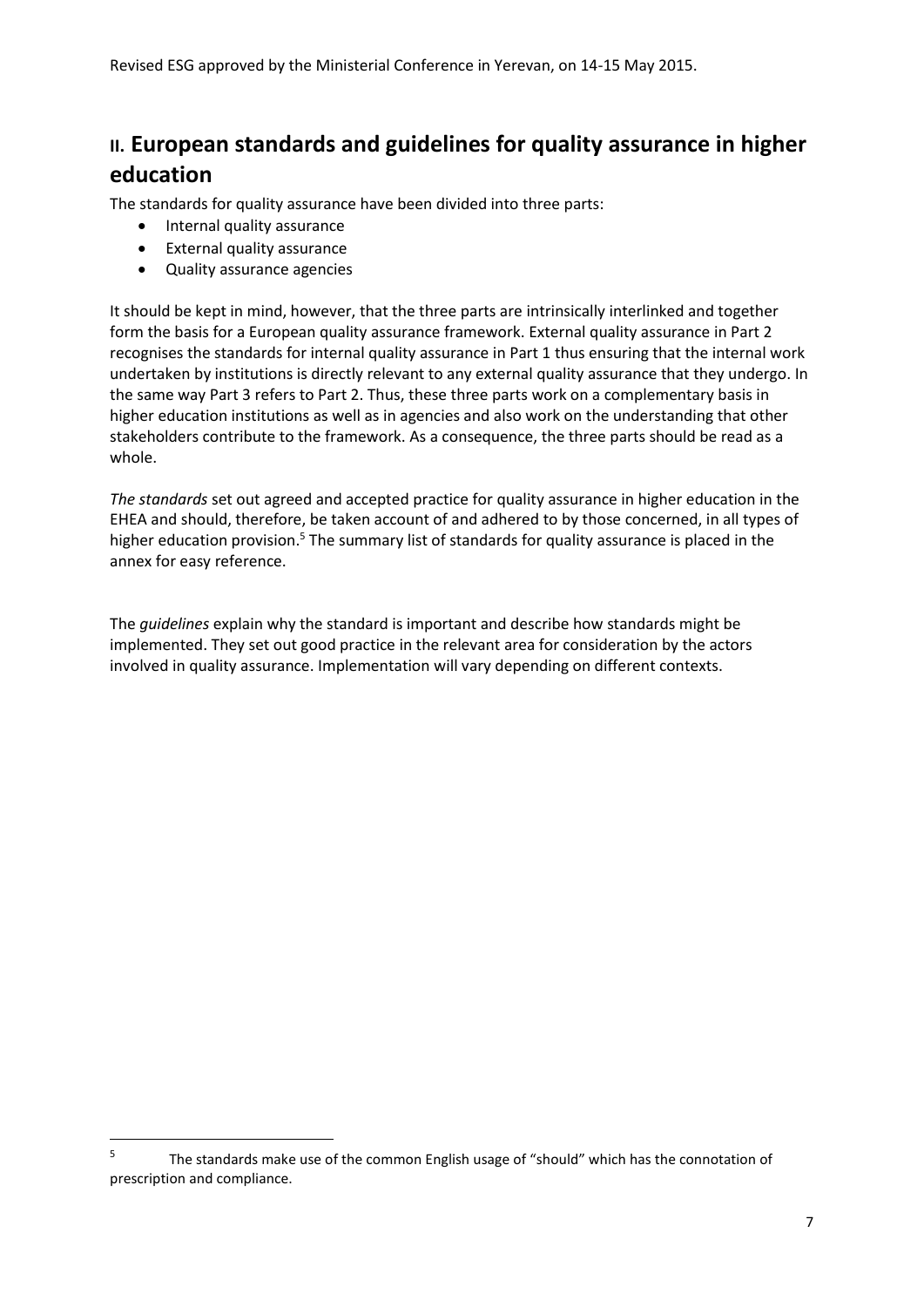## II. European standards and guidelines for quality assurance in higher education

The standards for quality assurance have been divided into three parts:

- Internal quality assurance
- External quality assurance
- Quality assurance agencies

It should be kept in mind, however, that the three parts are intrinsically interlinked and together form the basis for a European quality assurance framework. External quality assurance in Part 2 recognises the standards for internal quality assurance in Part 1 thus ensuring that the internal work undertaken by institutions is directly relevant to any external quality assurance that they undergo. In the same way Part 3 refers to Part 2. Thus, these three parts work on a complementary basis in higher education institutions as well as in agencies and also work on the understanding that other stakeholders contribute to the framework. As a consequence, the three parts should be read as a whole.

*The standards* set out agreed and accepted practice for quality assurance in higher education in the EHEA and should, therefore, be taken account of and adhered to by those concerned, in all types of higher education provision.[5] The summary list of standards for quality assurance is placed in the annex for easy reference.

The *guidelines* explain why the standard is important and describe how standards might be implemented. They set out good practice in the relevant area for consideration by the actors involved in quality assurance. Implementation will vary depending on different contexts.

---

[5] The standards make use of the common English usage of "should" which has the connotation of prescription and compliance.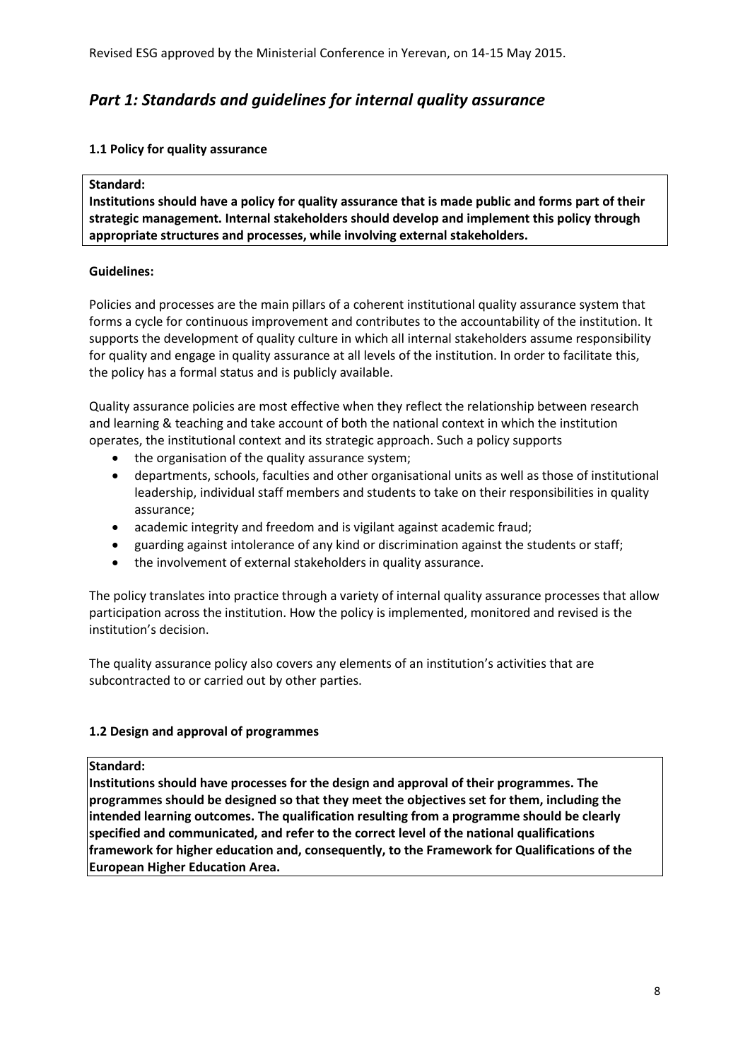## *Part 1: Standards and guidelines for internal quality assurance*

### 1.1 Policy for quality assurance

**Standard:**
**Institutions should have a policy for quality assurance that is made public and forms part of their strategic management. Internal stakeholders should develop and implement this policy through appropriate structures and processes, while involving external stakeholders.**

**Guidelines:**

Policies and processes are the main pillars of a coherent institutional quality assurance system that forms a cycle for continuous improvement and contributes to the accountability of the institution. It supports the development of quality culture in which all internal stakeholders assume responsibility for quality and engage in quality assurance at all levels of the institution. In order to facilitate this, the policy has a formal status and is publicly available.

Quality assurance policies are most effective when they reflect the relationship between research and learning & teaching and take account of both the national context in which the institution operates, the institutional context and its strategic approach. Such a policy supports

- the organisation of the quality assurance system;
- departments, schools, faculties and other organisational units as well as those of institutional leadership, individual staff members and students to take on their responsibilities in quality assurance;
- academic integrity and freedom and is vigilant against academic fraud;
- guarding against intolerance of any kind or discrimination against the students or staff;
- the involvement of external stakeholders in quality assurance.

The policy translates into practice through a variety of internal quality assurance processes that allow participation across the institution. How the policy is implemented, monitored and revised is the institution's decision.

The quality assurance policy also covers any elements of an institution's activities that are subcontracted to or carried out by other parties.

### 1.2 Design and approval of programmes

**Standard:**
**Institutions should have processes for the design and approval of their programmes. The programmes should be designed so that they meet the objectives set for them, including the intended learning outcomes. The qualification resulting from a programme should be clearly specified and communicated, and refer to the correct level of the national qualifications framework for higher education and, consequently, to the Framework for Qualifications of the European Higher Education Area.**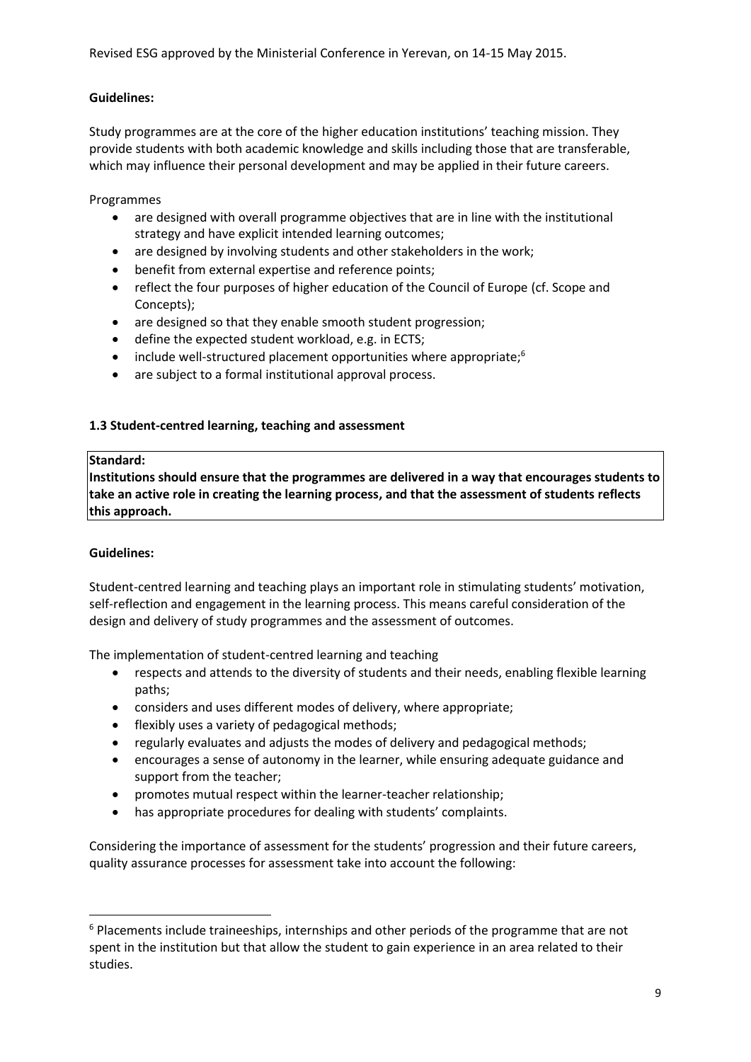**Guidelines:**

Study programmes are at the core of the higher education institutions' teaching mission. They provide students with both academic knowledge and skills including those that are transferable, which may influence their personal development and may be applied in their future careers.

Programmes

- are designed with overall programme objectives that are in line with the institutional strategy and have explicit intended learning outcomes;
- are designed by involving students and other stakeholders in the work;
- benefit from external expertise and reference points;
- reflect the four purposes of higher education of the Council of Europe (cf. Scope and Concepts);
- are designed so that they enable smooth student progression;
- define the expected student workload, e.g. in ECTS;
- include well-structured placement opportunities where appropriate;[6]
- are subject to a formal institutional approval process.

### 1.3 Student-centred learning, teaching and assessment

> **Standard:**
> **Institutions should ensure that the programmes are delivered in a way that encourages students to take an active role in creating the learning process, and that the assessment of students reflects this approach.**

**Guidelines:**

Student-centred learning and teaching plays an important role in stimulating students' motivation, self-reflection and engagement in the learning process. This means careful consideration of the design and delivery of study programmes and the assessment of outcomes.

The implementation of student-centred learning and teaching

- respects and attends to the diversity of students and their needs, enabling flexible learning paths;
- considers and uses different modes of delivery, where appropriate;
- flexibly uses a variety of pedagogical methods;
- regularly evaluates and adjusts the modes of delivery and pedagogical methods;
- encourages a sense of autonomy in the learner, while ensuring adequate guidance and support from the teacher;
- promotes mutual respect within the learner-teacher relationship;
- has appropriate procedures for dealing with students' complaints.

Considering the importance of assessment for the students' progression and their future careers, quality assurance processes for assessment take into account the following:

---

[6] Placements include traineeships, internships and other periods of the programme that are not spent in the institution but that allow the student to gain experience in an area related to their studies.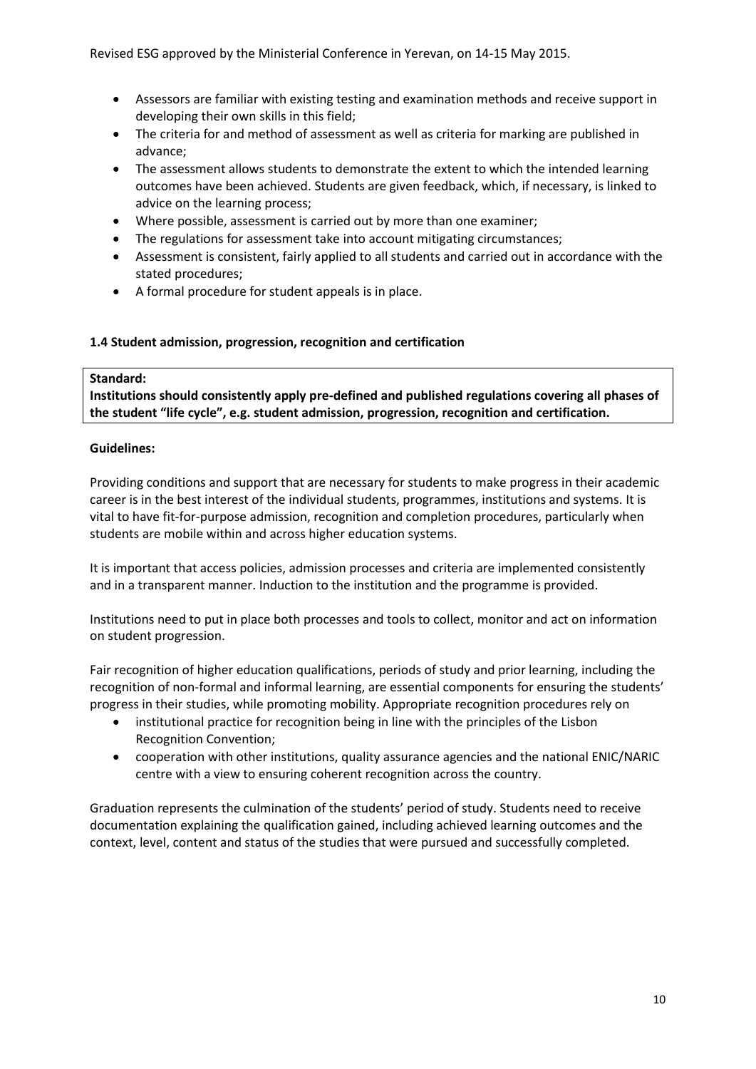- Assessors are familiar with existing testing and examination methods and receive support in developing their own skills in this field;
- The criteria for and method of assessment as well as criteria for marking are published in advance;
- The assessment allows students to demonstrate the extent to which the intended learning outcomes have been achieved. Students are given feedback, which, if necessary, is linked to advice on the learning process;
- Where possible, assessment is carried out by more than one examiner;
- The regulations for assessment take into account mitigating circumstances;
- Assessment is consistent, fairly applied to all students and carried out in accordance with the stated procedures;
- A formal procedure for student appeals is in place.

### 1.4 Student admission, progression, recognition and certification

**Standard:**
**Institutions should consistently apply pre-defined and published regulations covering all phases of the student "life cycle", e.g. student admission, progression, recognition and certification.**

**Guidelines:**

Providing conditions and support that are necessary for students to make progress in their academic career is in the best interest of the individual students, programmes, institutions and systems. It is vital to have fit-for-purpose admission, recognition and completion procedures, particularly when students are mobile within and across higher education systems.

It is important that access policies, admission processes and criteria are implemented consistently and in a transparent manner. Induction to the institution and the programme is provided.

Institutions need to put in place both processes and tools to collect, monitor and act on information on student progression.

Fair recognition of higher education qualifications, periods of study and prior learning, including the recognition of non-formal and informal learning, are essential components for ensuring the students' progress in their studies, while promoting mobility. Appropriate recognition procedures rely on

- institutional practice for recognition being in line with the principles of the Lisbon Recognition Convention;
- cooperation with other institutions, quality assurance agencies and the national ENIC/NARIC centre with a view to ensuring coherent recognition across the country.

Graduation represents the culmination of the students' period of study. Students need to receive documentation explaining the qualification gained, including achieved learning outcomes and the context, level, content and status of the studies that were pursued and successfully completed.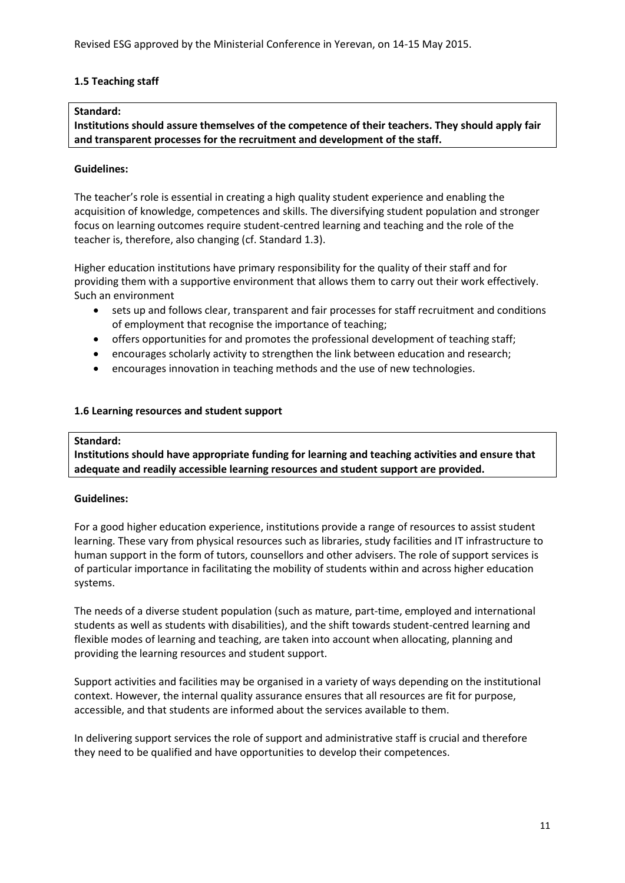### 1.5 Teaching staff

**Standard:**
**Institutions should assure themselves of the competence of their teachers. They should apply fair and transparent processes for the recruitment and development of the staff.**

**Guidelines:**

The teacher's role is essential in creating a high quality student experience and enabling the acquisition of knowledge, competences and skills. The diversifying student population and stronger focus on learning outcomes require student-centred learning and teaching and the role of the teacher is, therefore, also changing (cf. Standard 1.3).

Higher education institutions have primary responsibility for the quality of their staff and for providing them with a supportive environment that allows them to carry out their work effectively. Such an environment

- sets up and follows clear, transparent and fair processes for staff recruitment and conditions of employment that recognise the importance of teaching;
- offers opportunities for and promotes the professional development of teaching staff;
- encourages scholarly activity to strengthen the link between education and research;
- encourages innovation in teaching methods and the use of new technologies.

### 1.6 Learning resources and student support

**Standard:**
**Institutions should have appropriate funding for learning and teaching activities and ensure that adequate and readily accessible learning resources and student support are provided.**

**Guidelines:**

For a good higher education experience, institutions provide a range of resources to assist student learning. These vary from physical resources such as libraries, study facilities and IT infrastructure to human support in the form of tutors, counsellors and other advisers. The role of support services is of particular importance in facilitating the mobility of students within and across higher education systems.

The needs of a diverse student population (such as mature, part-time, employed and international students as well as students with disabilities), and the shift towards student-centred learning and flexible modes of learning and teaching, are taken into account when allocating, planning and providing the learning resources and student support.

Support activities and facilities may be organised in a variety of ways depending on the institutional context. However, the internal quality assurance ensures that all resources are fit for purpose, accessible, and that students are informed about the services available to them.

In delivering support services the role of support and administrative staff is crucial and therefore they need to be qualified and have opportunities to develop their competences.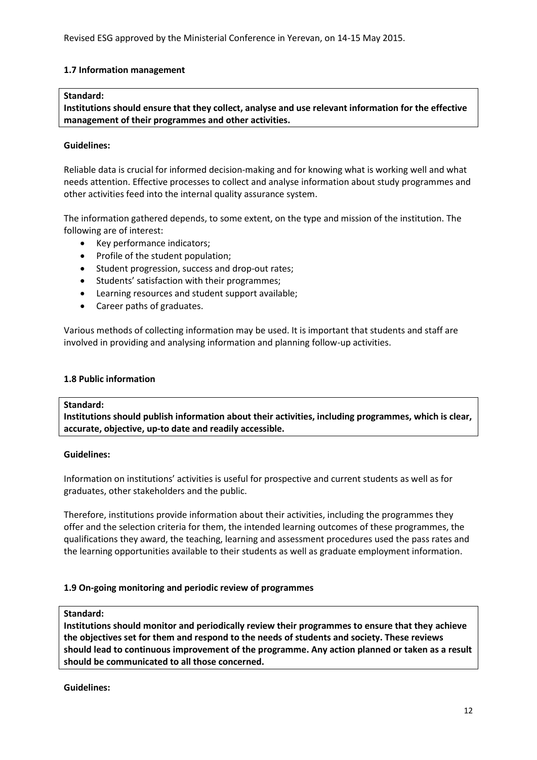### 1.7 Information management

**Standard:**
**Institutions should ensure that they collect, analyse and use relevant information for the effective management of their programmes and other activities.**

**Guidelines:**

Reliable data is crucial for informed decision-making and for knowing what is working well and what needs attention. Effective processes to collect and analyse information about study programmes and other activities feed into the internal quality assurance system.

The information gathered depends, to some extent, on the type and mission of the institution. The following are of interest:

- Key performance indicators;
- Profile of the student population;
- Student progression, success and drop-out rates;
- Students' satisfaction with their programmes;
- Learning resources and student support available;
- Career paths of graduates.

Various methods of collecting information may be used. It is important that students and staff are involved in providing and analysing information and planning follow-up activities.

### 1.8 Public information

**Standard:**
**Institutions should publish information about their activities, including programmes, which is clear, accurate, objective, up-to date and readily accessible.**

**Guidelines:**

Information on institutions' activities is useful for prospective and current students as well as for graduates, other stakeholders and the public.

Therefore, institutions provide information about their activities, including the programmes they offer and the selection criteria for them, the intended learning outcomes of these programmes, the qualifications they award, the teaching, learning and assessment procedures used the pass rates and the learning opportunities available to their students as well as graduate employment information.

### 1.9 On-going monitoring and periodic review of programmes

**Standard:**
**Institutions should monitor and periodically review their programmes to ensure that they achieve the objectives set for them and respond to the needs of students and society. These reviews should lead to continuous improvement of the programme. Any action planned or taken as a result should be communicated to all those concerned.**

**Guidelines:**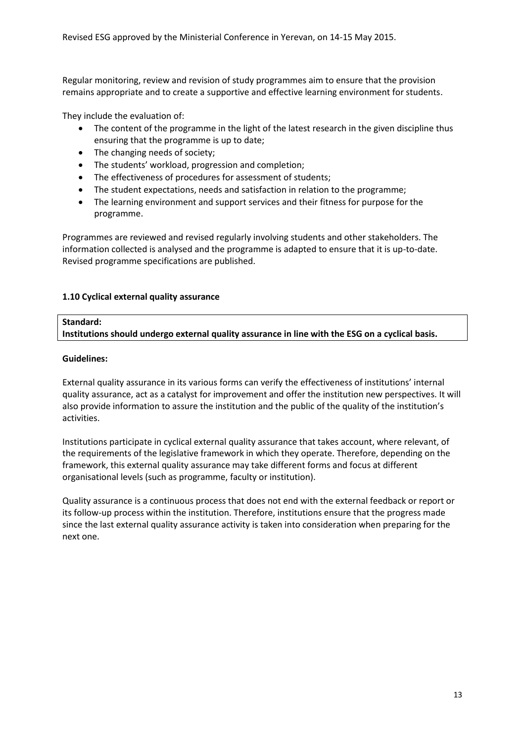Regular monitoring, review and revision of study programmes aim to ensure that the provision remains appropriate and to create a supportive and effective learning environment for students.

They include the evaluation of:

- The content of the programme in the light of the latest research in the given discipline thus ensuring that the programme is up to date;
- The changing needs of society;
- The students' workload, progression and completion;
- The effectiveness of procedures for assessment of students;
- The student expectations, needs and satisfaction in relation to the programme;
- The learning environment and support services and their fitness for purpose for the programme.

Programmes are reviewed and revised regularly involving students and other stakeholders. The information collected is analysed and the programme is adapted to ensure that it is up-to-date. Revised programme specifications are published.

### 1.10 Cyclical external quality assurance

**Standard:**
**Institutions should undergo external quality assurance in line with the ESG on a cyclical basis.**

**Guidelines:**

External quality assurance in its various forms can verify the effectiveness of institutions' internal quality assurance, act as a catalyst for improvement and offer the institution new perspectives. It will also provide information to assure the institution and the public of the quality of the institution's activities.

Institutions participate in cyclical external quality assurance that takes account, where relevant, of the requirements of the legislative framework in which they operate. Therefore, depending on the framework, this external quality assurance may take different forms and focus at different organisational levels (such as programme, faculty or institution).

Quality assurance is a continuous process that does not end with the external feedback or report or its follow-up process within the institution. Therefore, institutions ensure that the progress made since the last external quality assurance activity is taken into consideration when preparing for the next one.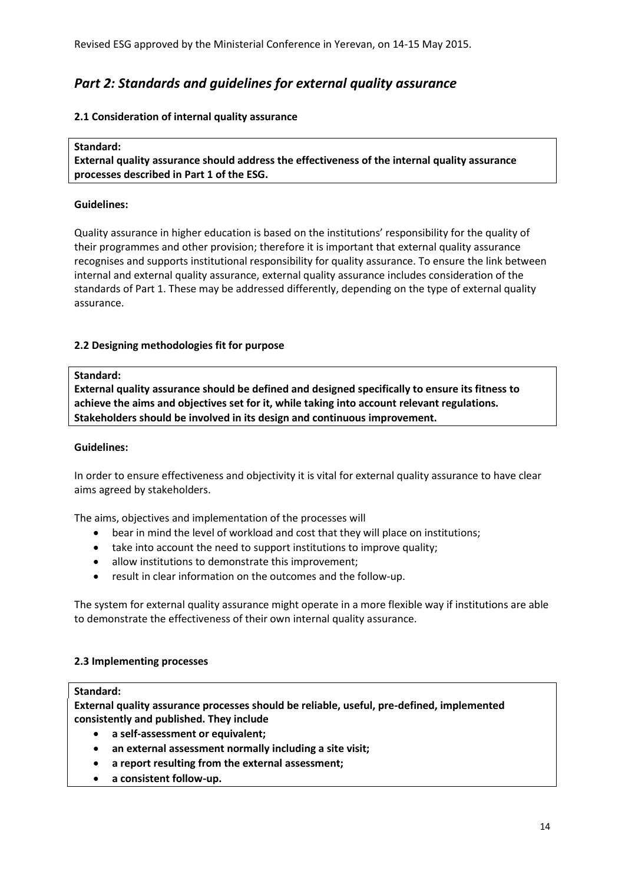## *Part 2: Standards and guidelines for external quality assurance*

### 2.1 Consideration of internal quality assurance

**Standard:**
**External quality assurance should address the effectiveness of the internal quality assurance processes described in Part 1 of the ESG.**

**Guidelines:**

Quality assurance in higher education is based on the institutions' responsibility for the quality of their programmes and other provision; therefore it is important that external quality assurance recognises and supports institutional responsibility for quality assurance. To ensure the link between internal and external quality assurance, external quality assurance includes consideration of the standards of Part 1. These may be addressed differently, depending on the type of external quality assurance.

### 2.2 Designing methodologies fit for purpose

**Standard:**
**External quality assurance should be defined and designed specifically to ensure its fitness to achieve the aims and objectives set for it, while taking into account relevant regulations. Stakeholders should be involved in its design and continuous improvement.**

**Guidelines:**

In order to ensure effectiveness and objectivity it is vital for external quality assurance to have clear aims agreed by stakeholders.

The aims, objectives and implementation of the processes will

- bear in mind the level of workload and cost that they will place on institutions;
- take into account the need to support institutions to improve quality;
- allow institutions to demonstrate this improvement;
- result in clear information on the outcomes and the follow-up.

The system for external quality assurance might operate in a more flexible way if institutions are able to demonstrate the effectiveness of their own internal quality assurance.

### 2.3 Implementing processes

**Standard:**
**External quality assurance processes should be reliable, useful, pre-defined, implemented consistently and published. They include**

- **a self-assessment or equivalent;**
- **an external assessment normally including a site visit;**
- **a report resulting from the external assessment;**
- **a consistent follow-up.**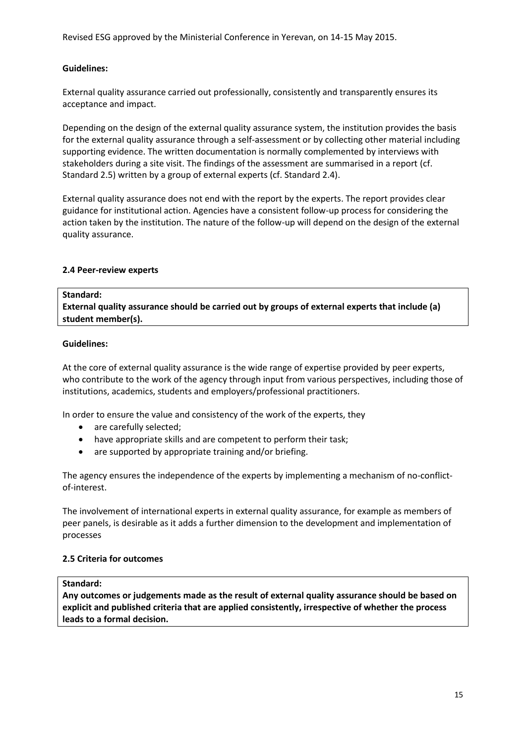**Guidelines:**

External quality assurance carried out professionally, consistently and transparently ensures its acceptance and impact.

Depending on the design of the external quality assurance system, the institution provides the basis for the external quality assurance through a self-assessment or by collecting other material including supporting evidence. The written documentation is normally complemented by interviews with stakeholders during a site visit. The findings of the assessment are summarised in a report (cf. Standard 2.5) written by a group of external experts (cf. Standard 2.4).

External quality assurance does not end with the report by the experts. The report provides clear guidance for institutional action. Agencies have a consistent follow-up process for considering the action taken by the institution. The nature of the follow-up will depend on the design of the external quality assurance.

### 2.4 Peer-review experts

| **Standard:**<br>**External quality assurance should be carried out by groups of external experts that include (a) student member(s).** |
|---|

**Guidelines:**

At the core of external quality assurance is the wide range of expertise provided by peer experts, who contribute to the work of the agency through input from various perspectives, including those of institutions, academics, students and employers/professional practitioners.

In order to ensure the value and consistency of the work of the experts, they

- are carefully selected;
- have appropriate skills and are competent to perform their task;
- are supported by appropriate training and/or briefing.

The agency ensures the independence of the experts by implementing a mechanism of no-conflict-of-interest.

The involvement of international experts in external quality assurance, for example as members of peer panels, is desirable as it adds a further dimension to the development and implementation of processes

### 2.5 Criteria for outcomes

| **Standard:**<br>**Any outcomes or judgements made as the result of external quality assurance should be based on explicit and published criteria that are applied consistently, irrespective of whether the process leads to a formal decision.** |
|---|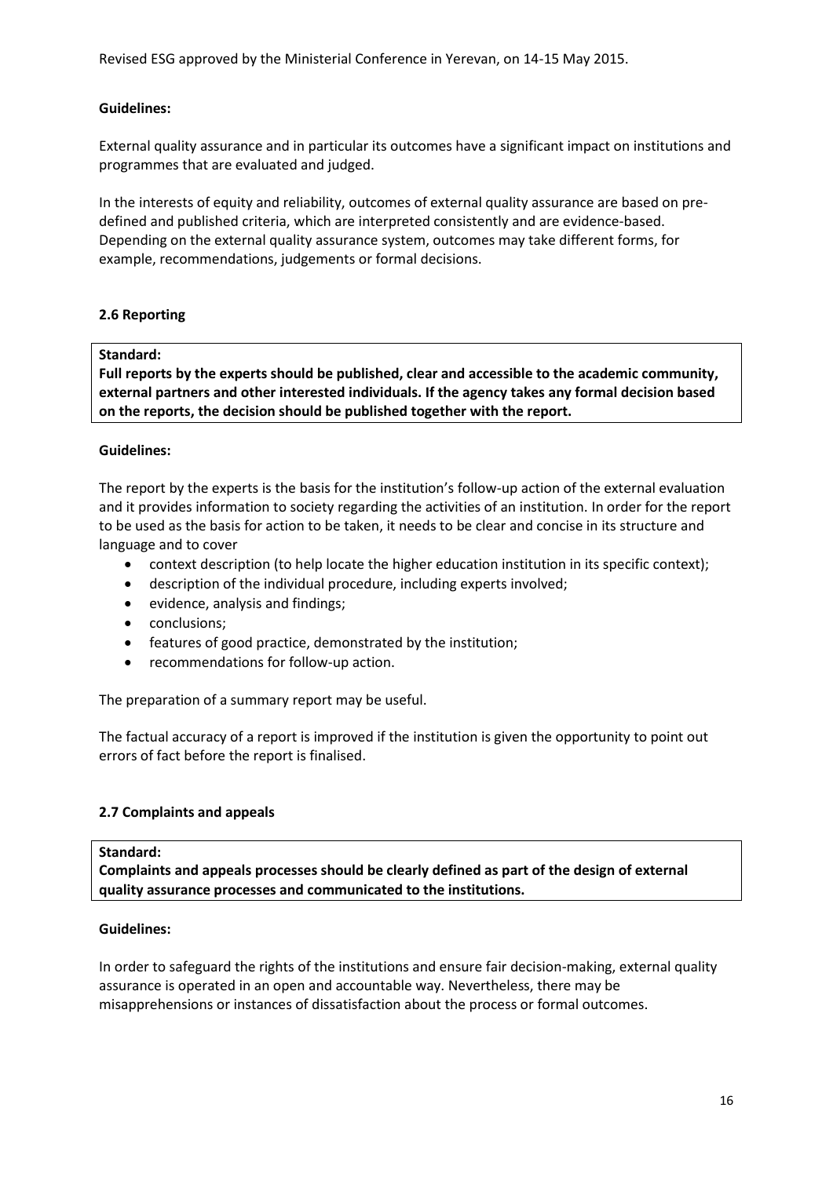**Guidelines:**

External quality assurance and in particular its outcomes have a significant impact on institutions and programmes that are evaluated and judged.

In the interests of equity and reliability, outcomes of external quality assurance are based on pre-defined and published criteria, which are interpreted consistently and are evidence-based. Depending on the external quality assurance system, outcomes may take different forms, for example, recommendations, judgements or formal decisions.

### 2.6 Reporting

> **Standard:**
> **Full reports by the experts should be published, clear and accessible to the academic community, external partners and other interested individuals. If the agency takes any formal decision based on the reports, the decision should be published together with the report.**

**Guidelines:**

The report by the experts is the basis for the institution's follow-up action of the external evaluation and it provides information to society regarding the activities of an institution. In order for the report to be used as the basis for action to be taken, it needs to be clear and concise in its structure and language and to cover

- context description (to help locate the higher education institution in its specific context);
- description of the individual procedure, including experts involved;
- evidence, analysis and findings;
- conclusions;
- features of good practice, demonstrated by the institution;
- recommendations for follow-up action.

The preparation of a summary report may be useful.

The factual accuracy of a report is improved if the institution is given the opportunity to point out errors of fact before the report is finalised.

### 2.7 Complaints and appeals

> **Standard:**
> **Complaints and appeals processes should be clearly defined as part of the design of external quality assurance processes and communicated to the institutions.**

**Guidelines:**

In order to safeguard the rights of the institutions and ensure fair decision-making, external quality assurance is operated in an open and accountable way. Nevertheless, there may be misapprehensions or instances of dissatisfaction about the process or formal outcomes.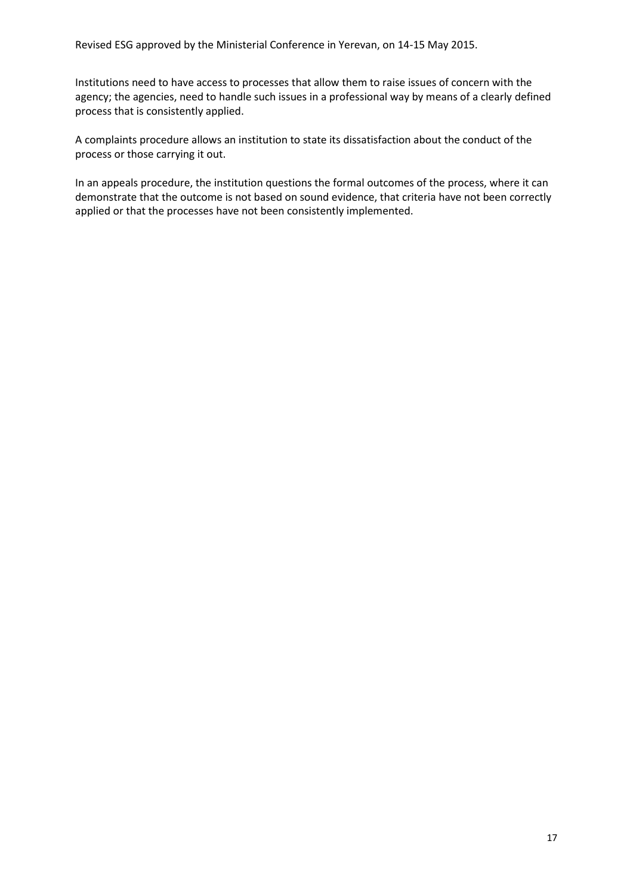Institutions need to have access to processes that allow them to raise issues of concern with the agency; the agencies, need to handle such issues in a professional way by means of a clearly defined process that is consistently applied.

A complaints procedure allows an institution to state its dissatisfaction about the conduct of the process or those carrying it out.

In an appeals procedure, the institution questions the formal outcomes of the process, where it can demonstrate that the outcome is not based on sound evidence, that criteria have not been correctly applied or that the processes have not been consistently implemented.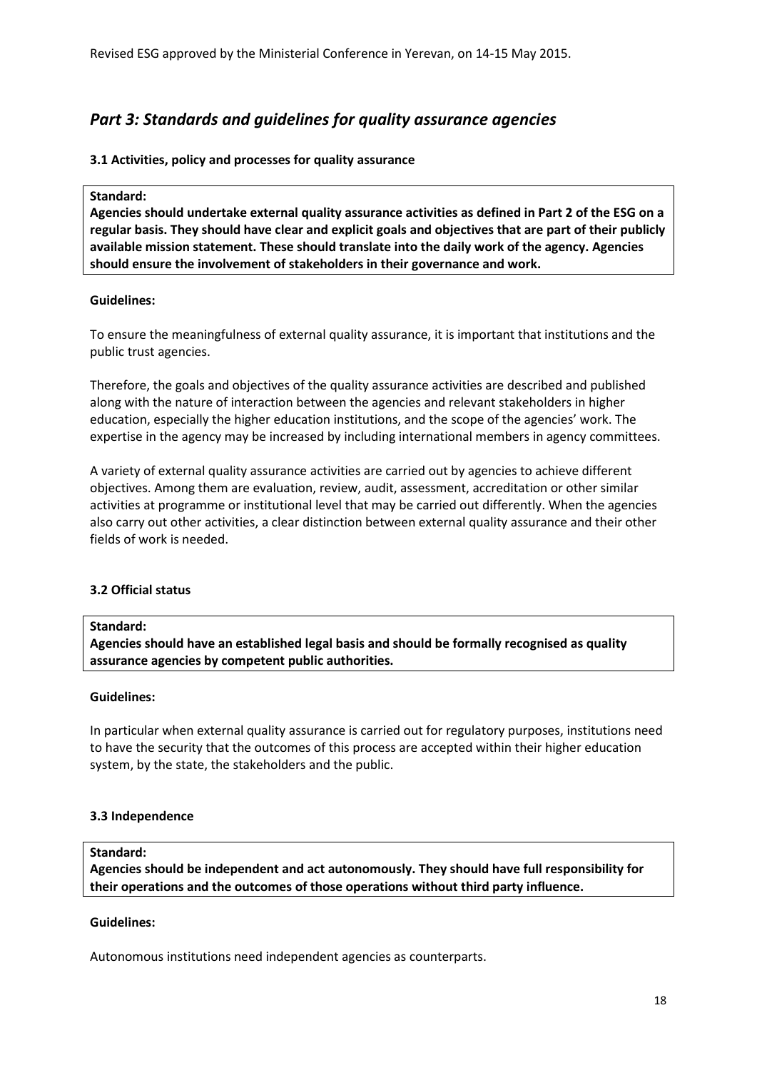## *Part 3: Standards and guidelines for quality assurance agencies*

### 3.1 Activities, policy and processes for quality assurance

**Standard:**

**Agencies should undertake external quality assurance activities as defined in Part 2 of the ESG on a regular basis. They should have clear and explicit goals and objectives that are part of their publicly available mission statement. These should translate into the daily work of the agency. Agencies should ensure the involvement of stakeholders in their governance and work.**

**Guidelines:**

To ensure the meaningfulness of external quality assurance, it is important that institutions and the public trust agencies.

Therefore, the goals and objectives of the quality assurance activities are described and published along with the nature of interaction between the agencies and relevant stakeholders in higher education, especially the higher education institutions, and the scope of the agencies' work. The expertise in the agency may be increased by including international members in agency committees.

A variety of external quality assurance activities are carried out by agencies to achieve different objectives. Among them are evaluation, review, audit, assessment, accreditation or other similar activities at programme or institutional level that may be carried out differently. When the agencies also carry out other activities, a clear distinction between external quality assurance and their other fields of work is needed.

### 3.2 Official status

**Standard:**

**Agencies should have an established legal basis and should be formally recognised as quality assurance agencies by competent public authorities.**

**Guidelines:**

In particular when external quality assurance is carried out for regulatory purposes, institutions need to have the security that the outcomes of this process are accepted within their higher education system, by the state, the stakeholders and the public.

### 3.3 Independence

**Standard:**

**Agencies should be independent and act autonomously. They should have full responsibility for their operations and the outcomes of those operations without third party influence.**

**Guidelines:**

Autonomous institutions need independent agencies as counterparts.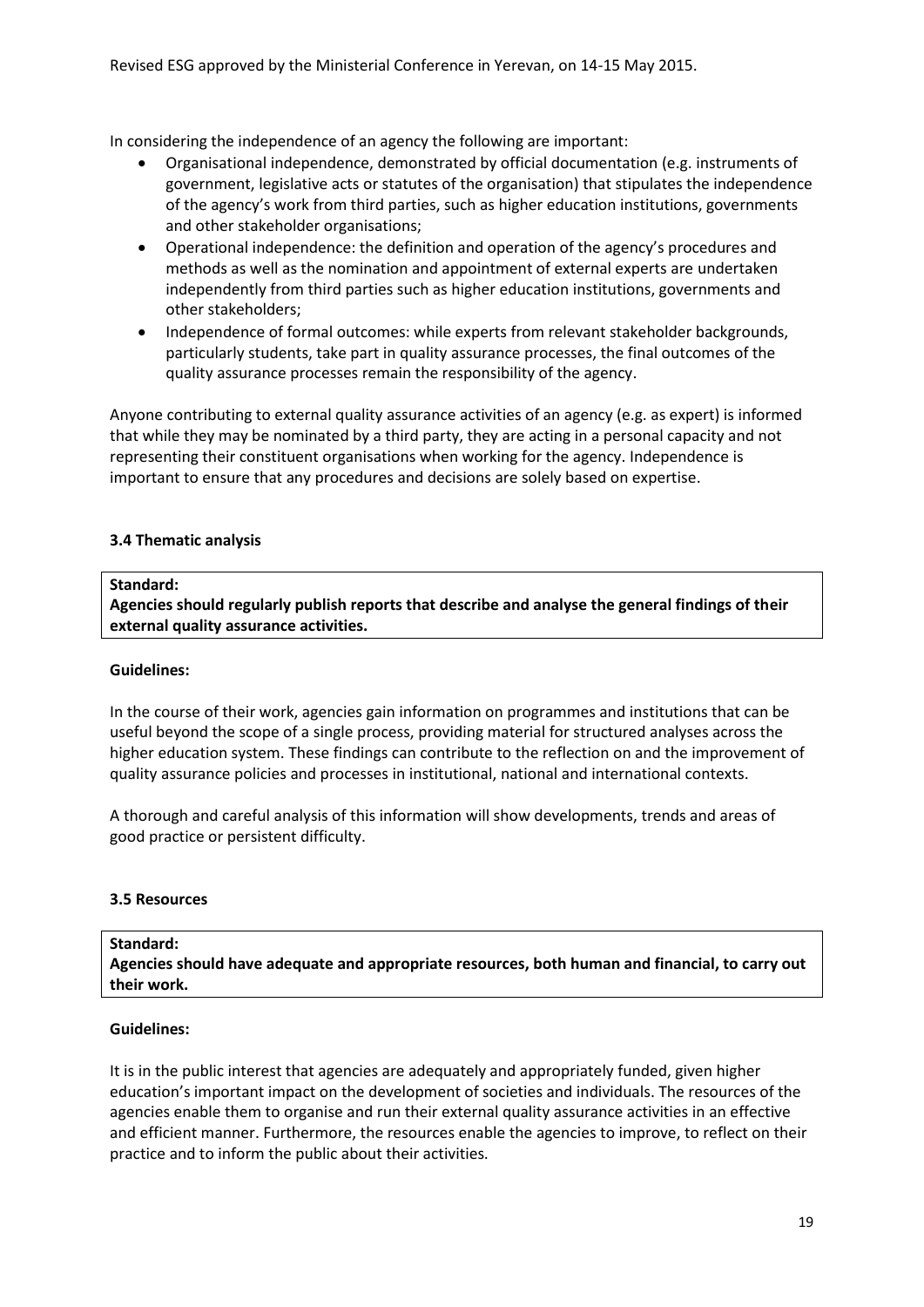In considering the independence of an agency the following are important:

- Organisational independence, demonstrated by official documentation (e.g. instruments of government, legislative acts or statutes of the organisation) that stipulates the independence of the agency's work from third parties, such as higher education institutions, governments and other stakeholder organisations;
- Operational independence: the definition and operation of the agency's procedures and methods as well as the nomination and appointment of external experts are undertaken independently from third parties such as higher education institutions, governments and other stakeholders;
- Independence of formal outcomes: while experts from relevant stakeholder backgrounds, particularly students, take part in quality assurance processes, the final outcomes of the quality assurance processes remain the responsibility of the agency.

Anyone contributing to external quality assurance activities of an agency (e.g. as expert) is informed that while they may be nominated by a third party, they are acting in a personal capacity and not representing their constituent organisations when working for the agency. Independence is important to ensure that any procedures and decisions are solely based on expertise.

### 3.4 Thematic analysis

**Standard:**
**Agencies should regularly publish reports that describe and analyse the general findings of their external quality assurance activities.**

**Guidelines:**

In the course of their work, agencies gain information on programmes and institutions that can be useful beyond the scope of a single process, providing material for structured analyses across the higher education system. These findings can contribute to the reflection on and the improvement of quality assurance policies and processes in institutional, national and international contexts.

A thorough and careful analysis of this information will show developments, trends and areas of good practice or persistent difficulty.

### 3.5 Resources

**Standard:**
**Agencies should have adequate and appropriate resources, both human and financial, to carry out their work.**

**Guidelines:**

It is in the public interest that agencies are adequately and appropriately funded, given higher education's important impact on the development of societies and individuals. The resources of the agencies enable them to organise and run their external quality assurance activities in an effective and efficient manner. Furthermore, the resources enable the agencies to improve, to reflect on their practice and to inform the public about their activities.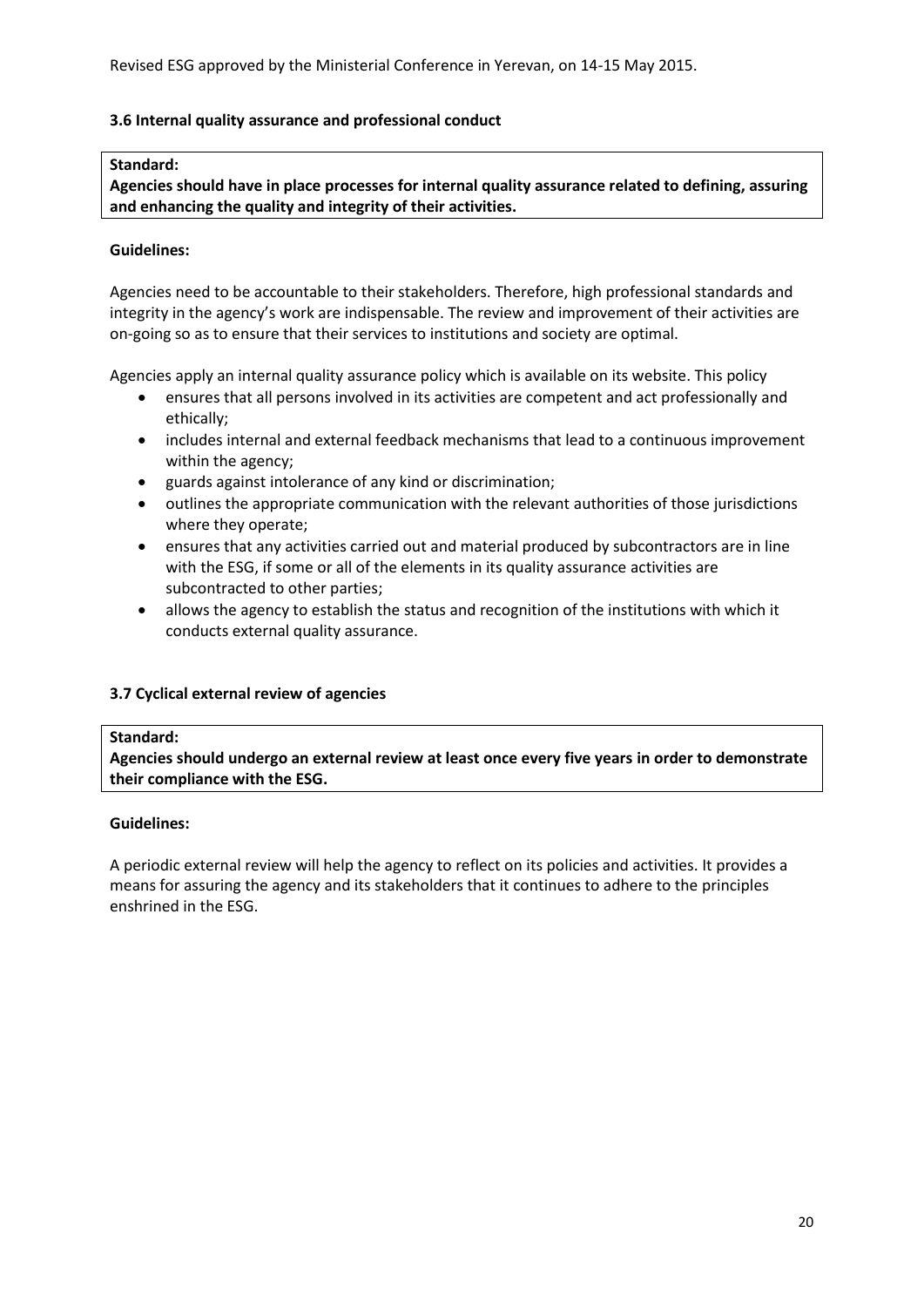### 3.6 Internal quality assurance and professional conduct

**Standard:**
**Agencies should have in place processes for internal quality assurance related to defining, assuring and enhancing the quality and integrity of their activities.**

**Guidelines:**

Agencies need to be accountable to their stakeholders. Therefore, high professional standards and integrity in the agency's work are indispensable. The review and improvement of their activities are on-going so as to ensure that their services to institutions and society are optimal.

Agencies apply an internal quality assurance policy which is available on its website. This policy

- ensures that all persons involved in its activities are competent and act professionally and ethically;
- includes internal and external feedback mechanisms that lead to a continuous improvement within the agency;
- guards against intolerance of any kind or discrimination;
- outlines the appropriate communication with the relevant authorities of those jurisdictions where they operate;
- ensures that any activities carried out and material produced by subcontractors are in line with the ESG, if some or all of the elements in its quality assurance activities are subcontracted to other parties;
- allows the agency to establish the status and recognition of the institutions with which it conducts external quality assurance.

### 3.7 Cyclical external review of agencies

**Standard:**
**Agencies should undergo an external review at least once every five years in order to demonstrate their compliance with the ESG.**

**Guidelines:**

A periodic external review will help the agency to reflect on its policies and activities. It provides a means for assuring the agency and its stakeholders that it continues to adhere to the principles enshrined in the ESG.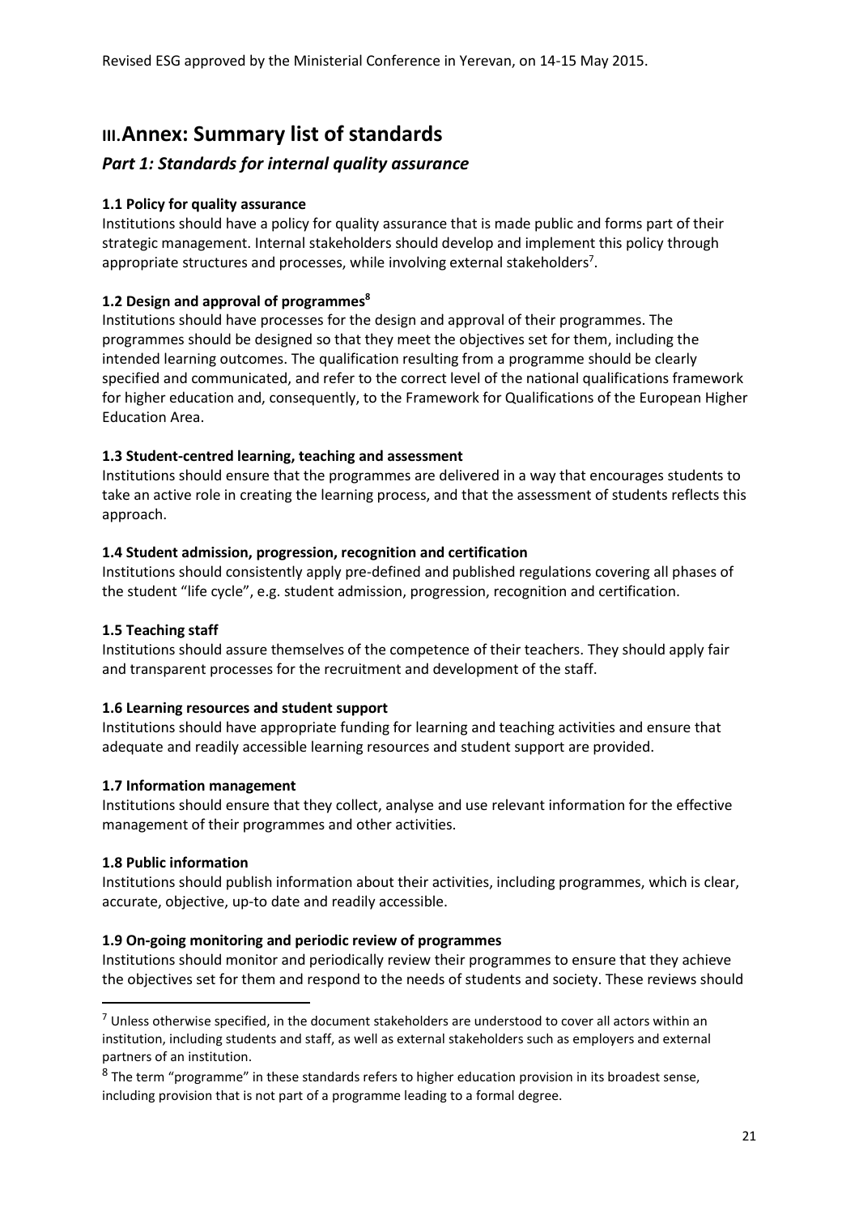# III. Annex: Summary list of standards

## *Part 1: Standards for internal quality assurance*

### 1.1 Policy for quality assurance

Institutions should have a policy for quality assurance that is made public and forms part of their strategic management. Internal stakeholders should develop and implement this policy through appropriate structures and processes, while involving external stakeholders[7].

### 1.2 Design and approval of programmes[8]

Institutions should have processes for the design and approval of their programmes. The programmes should be designed so that they meet the objectives set for them, including the intended learning outcomes. The qualification resulting from a programme should be clearly specified and communicated, and refer to the correct level of the national qualifications framework for higher education and, consequently, to the Framework for Qualifications of the European Higher Education Area.

### 1.3 Student-centred learning, teaching and assessment

Institutions should ensure that the programmes are delivered in a way that encourages students to take an active role in creating the learning process, and that the assessment of students reflects this approach.

### 1.4 Student admission, progression, recognition and certification

Institutions should consistently apply pre-defined and published regulations covering all phases of the student "life cycle", e.g. student admission, progression, recognition and certification.

### 1.5 Teaching staff

Institutions should assure themselves of the competence of their teachers. They should apply fair and transparent processes for the recruitment and development of the staff.

### 1.6 Learning resources and student support

Institutions should have appropriate funding for learning and teaching activities and ensure that adequate and readily accessible learning resources and student support are provided.

### 1.7 Information management

Institutions should ensure that they collect, analyse and use relevant information for the effective management of their programmes and other activities.

### 1.8 Public information

Institutions should publish information about their activities, including programmes, which is clear, accurate, objective, up-to date and readily accessible.

### 1.9 On-going monitoring and periodic review of programmes

Institutions should monitor and periodically review their programmes to ensure that they achieve the objectives set for them and respond to the needs of students and society. These reviews should

---

[7] Unless otherwise specified, in the document stakeholders are understood to cover all actors within an institution, including students and staff, as well as external stakeholders such as employers and external partners of an institution.

[8] The term "programme" in these standards refers to higher education provision in its broadest sense, including provision that is not part of a programme leading to a formal degree.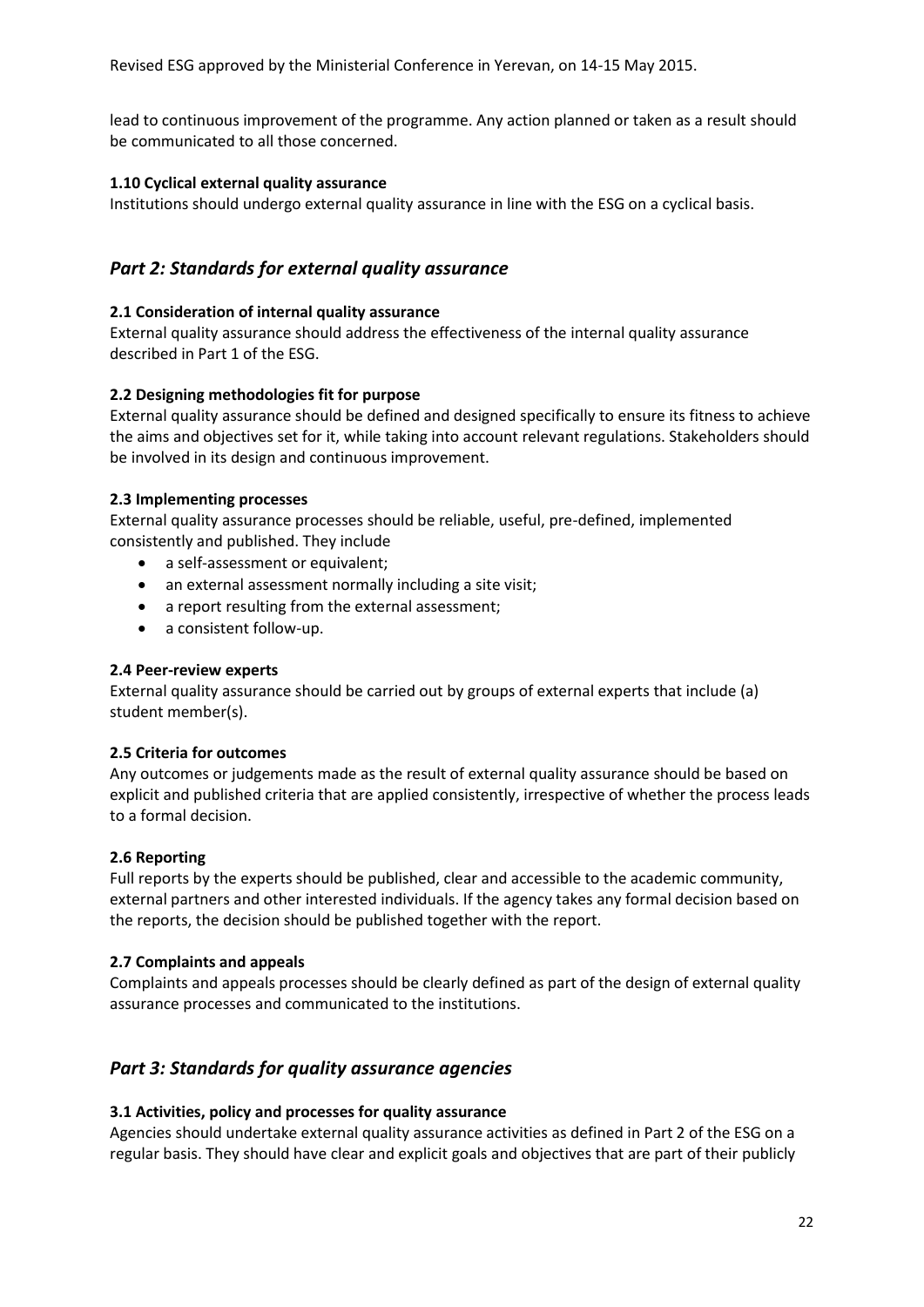lead to continuous improvement of the programme. Any action planned or taken as a result should be communicated to all those concerned.

**1.10 Cyclical external quality assurance**

Institutions should undergo external quality assurance in line with the ESG on a cyclical basis.

## *Part 2: Standards for external quality assurance*

**2.1 Consideration of internal quality assurance**

External quality assurance should address the effectiveness of the internal quality assurance described in Part 1 of the ESG.

**2.2 Designing methodologies fit for purpose**

External quality assurance should be defined and designed specifically to ensure its fitness to achieve the aims and objectives set for it, while taking into account relevant regulations. Stakeholders should be involved in its design and continuous improvement.

**2.3 Implementing processes**

External quality assurance processes should be reliable, useful, pre-defined, implemented consistently and published. They include

- a self-assessment or equivalent;
- an external assessment normally including a site visit;
- a report resulting from the external assessment;
- a consistent follow-up.

**2.4 Peer-review experts**

External quality assurance should be carried out by groups of external experts that include (a) student member(s).

**2.5 Criteria for outcomes**

Any outcomes or judgements made as the result of external quality assurance should be based on explicit and published criteria that are applied consistently, irrespective of whether the process leads to a formal decision.

**2.6 Reporting**

Full reports by the experts should be published, clear and accessible to the academic community, external partners and other interested individuals. If the agency takes any formal decision based on the reports, the decision should be published together with the report.

**2.7 Complaints and appeals**

Complaints and appeals processes should be clearly defined as part of the design of external quality assurance processes and communicated to the institutions.

## *Part 3: Standards for quality assurance agencies*

**3.1 Activities, policy and processes for quality assurance**

Agencies should undertake external quality assurance activities as defined in Part 2 of the ESG on a regular basis. They should have clear and explicit goals and objectives that are part of their publicly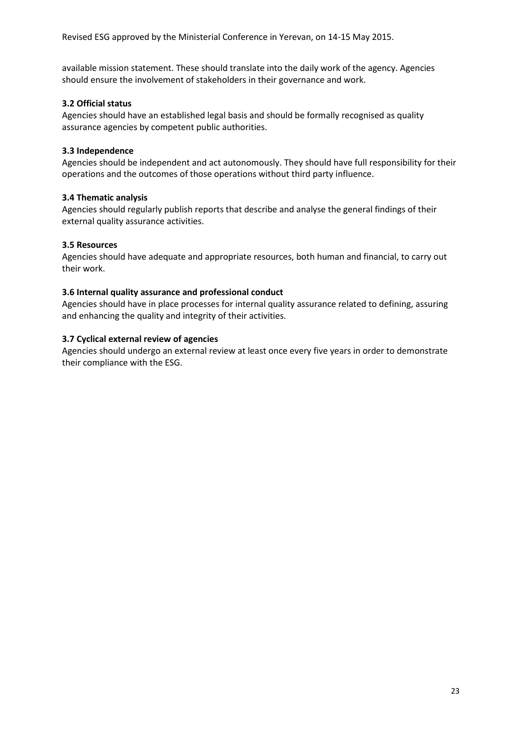available mission statement. These should translate into the daily work of the agency. Agencies should ensure the involvement of stakeholders in their governance and work.

**3.2 Official status**
Agencies should have an established legal basis and should be formally recognised as quality assurance agencies by competent public authorities.

**3.3 Independence**
Agencies should be independent and act autonomously. They should have full responsibility for their operations and the outcomes of those operations without third party influence.

**3.4 Thematic analysis**
Agencies should regularly publish reports that describe and analyse the general findings of their external quality assurance activities.

**3.5 Resources**
Agencies should have adequate and appropriate resources, both human and financial, to carry out their work.

**3.6 Internal quality assurance and professional conduct**
Agencies should have in place processes for internal quality assurance related to defining, assuring and enhancing the quality and integrity of their activities.

**3.7 Cyclical external review of agencies**
Agencies should undergo an external review at least once every five years in order to demonstrate their compliance with the ESG.